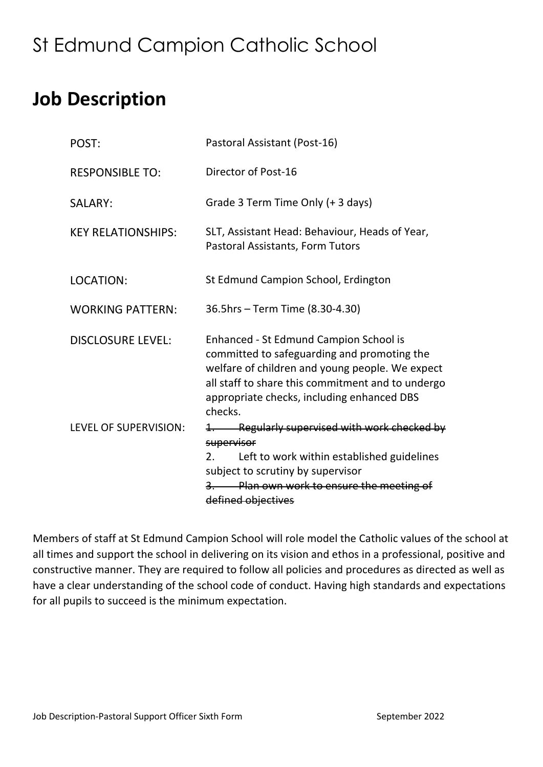# St Edmund Campion Catholic School

## Job Description

| | |
|---|---|
| POST: | Pastoral Assistant (Post-16) |
| RESPONSIBLE TO: | Director of Post-16 |
| SALARY: | Grade 3 Term Time Only (+ 3 days) |
| KEY RELATIONSHIPS: | SLT, Assistant Head: Behaviour, Heads of Year, Pastoral Assistants, Form Tutors |
| LOCATION: | St Edmund Campion School, Erdington |
| WORKING PATTERN: | 36.5hrs – Term Time (8.30-4.30) |
| DISCLOSURE LEVEL: | Enhanced - St Edmund Campion School is committed to safeguarding and promoting the welfare of children and young people. We expect all staff to share this commitment and to undergo appropriate checks, including enhanced DBS checks. |
| LEVEL OF SUPERVISION: | ~~1. Regularly supervised with work checked by supervisor~~<br>2. Left to work within established guidelines subject to scrutiny by supervisor<br>~~3. Plan own work to ensure the meeting of defined objectives~~ |

Members of staff at St Edmund Campion School will role model the Catholic values of the school at all times and support the school in delivering on its vision and ethos in a professional, positive and constructive manner. They are required to follow all policies and procedures as directed as well as have a clear understanding of the school code of conduct. Having high standards and expectations for all pupils to succeed is the minimum expectation.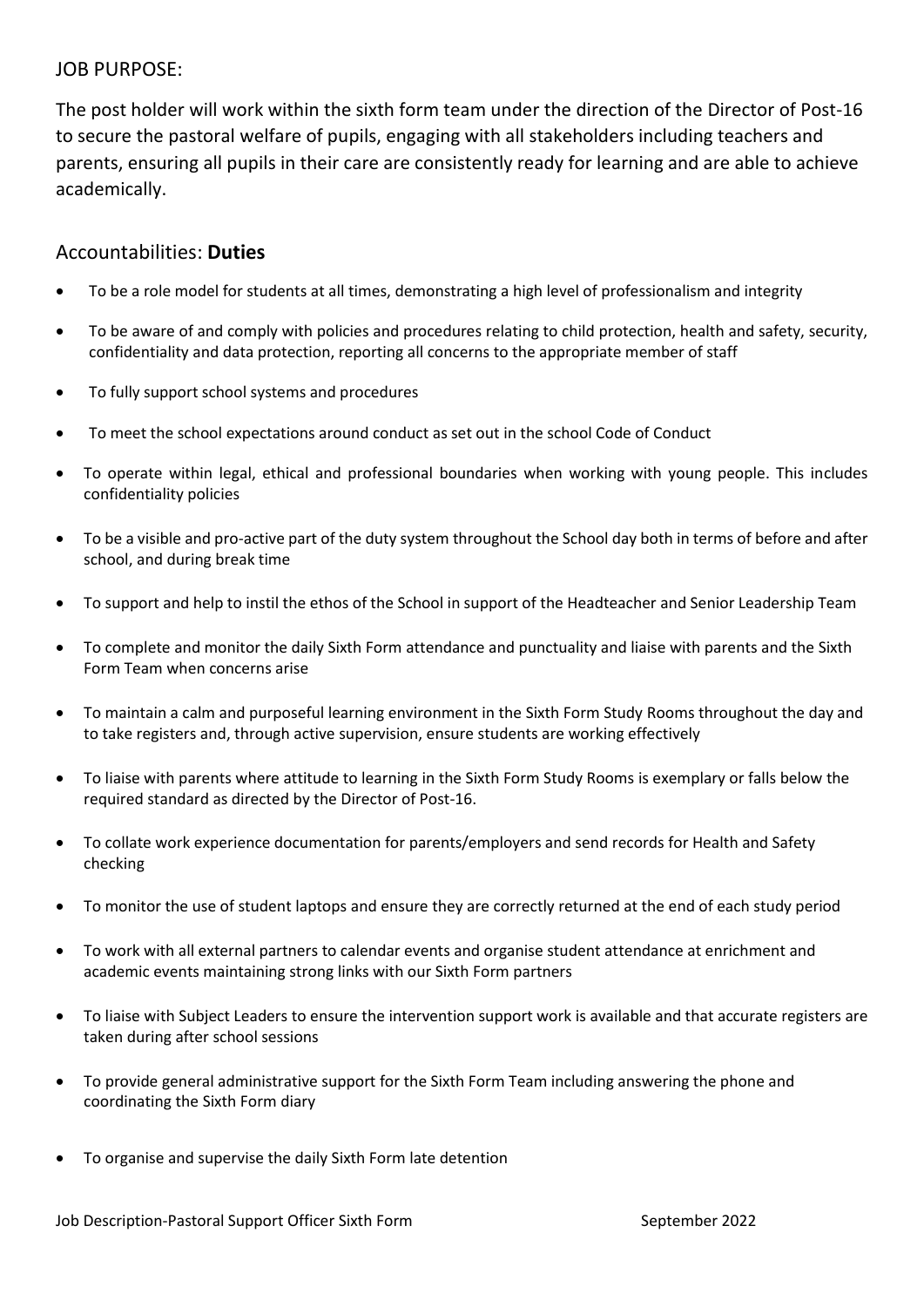## JOB PURPOSE:

The post holder will work within the sixth form team under the direction of the Director of Post-16 to secure the pastoral welfare of pupils, engaging with all stakeholders including teachers and parents, ensuring all pupils in their care are consistently ready for learning and are able to achieve academically.

## Accountabilities: **Duties**

- To be a role model for students at all times, demonstrating a high level of professionalism and integrity
- To be aware of and comply with policies and procedures relating to child protection, health and safety, security, confidentiality and data protection, reporting all concerns to the appropriate member of staff
- To fully support school systems and procedures
- To meet the school expectations around conduct as set out in the school Code of Conduct
- To operate within legal, ethical and professional boundaries when working with young people. This includes confidentiality policies
- To be a visible and pro-active part of the duty system throughout the School day both in terms of before and after school, and during break time
- To support and help to instil the ethos of the School in support of the Headteacher and Senior Leadership Team
- To complete and monitor the daily Sixth Form attendance and punctuality and liaise with parents and the Sixth Form Team when concerns arise
- To maintain a calm and purposeful learning environment in the Sixth Form Study Rooms throughout the day and to take registers and, through active supervision, ensure students are working effectively
- To liaise with parents where attitude to learning in the Sixth Form Study Rooms is exemplary or falls below the required standard as directed by the Director of Post-16.
- To collate work experience documentation for parents/employers and send records for Health and Safety checking
- To monitor the use of student laptops and ensure they are correctly returned at the end of each study period
- To work with all external partners to calendar events and organise student attendance at enrichment and academic events maintaining strong links with our Sixth Form partners
- To liaise with Subject Leaders to ensure the intervention support work is available and that accurate registers are taken during after school sessions
- To provide general administrative support for the Sixth Form Team including answering the phone and coordinating the Sixth Form diary
- To organise and supervise the daily Sixth Form late detention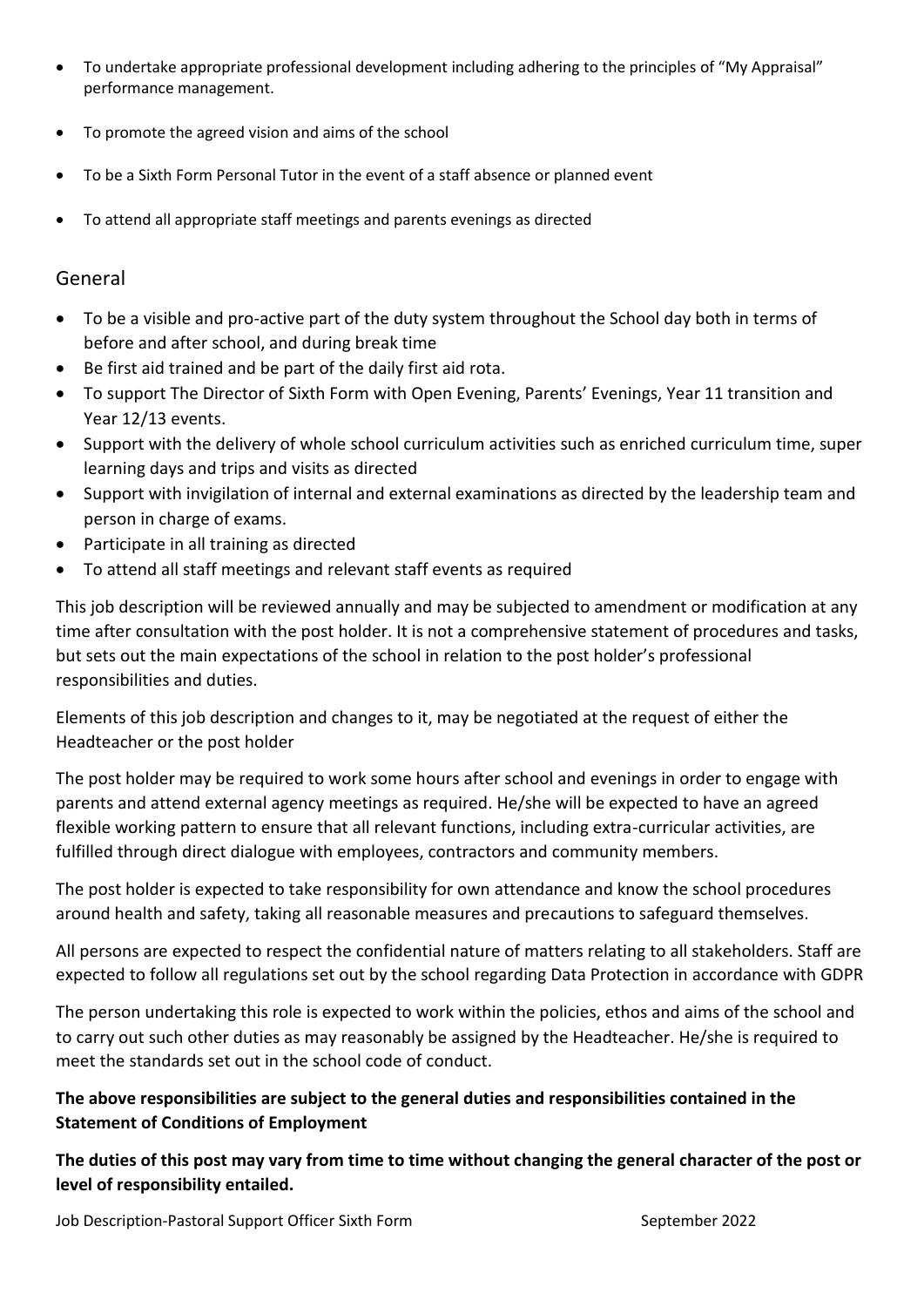- To undertake appropriate professional development including adhering to the principles of "My Appraisal" performance management.
- To promote the agreed vision and aims of the school
- To be a Sixth Form Personal Tutor in the event of a staff absence or planned event
- To attend all appropriate staff meetings and parents evenings as directed

## General

- To be a visible and pro-active part of the duty system throughout the School day both in terms of before and after school, and during break time
- Be first aid trained and be part of the daily first aid rota.
- To support The Director of Sixth Form with Open Evening, Parents' Evenings, Year 11 transition and Year 12/13 events.
- Support with the delivery of whole school curriculum activities such as enriched curriculum time, super learning days and trips and visits as directed
- Support with invigilation of internal and external examinations as directed by the leadership team and person in charge of exams.
- Participate in all training as directed
- To attend all staff meetings and relevant staff events as required

This job description will be reviewed annually and may be subjected to amendment or modification at any time after consultation with the post holder. It is not a comprehensive statement of procedures and tasks, but sets out the main expectations of the school in relation to the post holder's professional responsibilities and duties.

Elements of this job description and changes to it, may be negotiated at the request of either the Headteacher or the post holder

The post holder may be required to work some hours after school and evenings in order to engage with parents and attend external agency meetings as required. He/she will be expected to have an agreed flexible working pattern to ensure that all relevant functions, including extra-curricular activities, are fulfilled through direct dialogue with employees, contractors and community members.

The post holder is expected to take responsibility for own attendance and know the school procedures around health and safety, taking all reasonable measures and precautions to safeguard themselves.

All persons are expected to respect the confidential nature of matters relating to all stakeholders. Staff are expected to follow all regulations set out by the school regarding Data Protection in accordance with GDPR

The person undertaking this role is expected to work within the policies, ethos and aims of the school and to carry out such other duties as may reasonably be assigned by the Headteacher. He/she is required to meet the standards set out in the school code of conduct.

**The above responsibilities are subject to the general duties and responsibilities contained in the Statement of Conditions of Employment**

**The duties of this post may vary from time to time without changing the general character of the post or level of responsibility entailed.**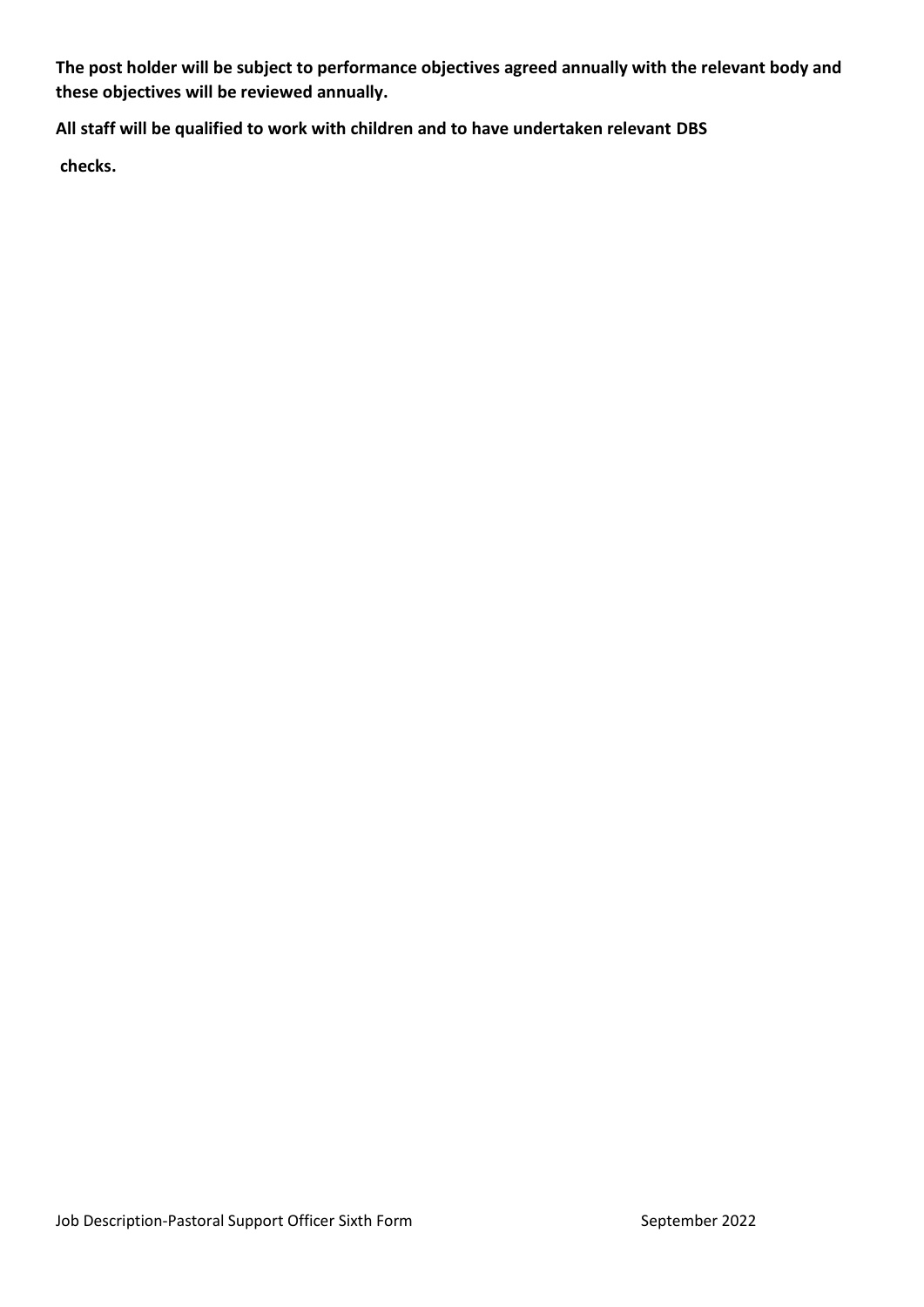**The post holder will be subject to performance objectives agreed annually with the relevant body and these objectives will be reviewed annually.**

**All staff will be qualified to work with children and to have undertaken relevant DBS checks.**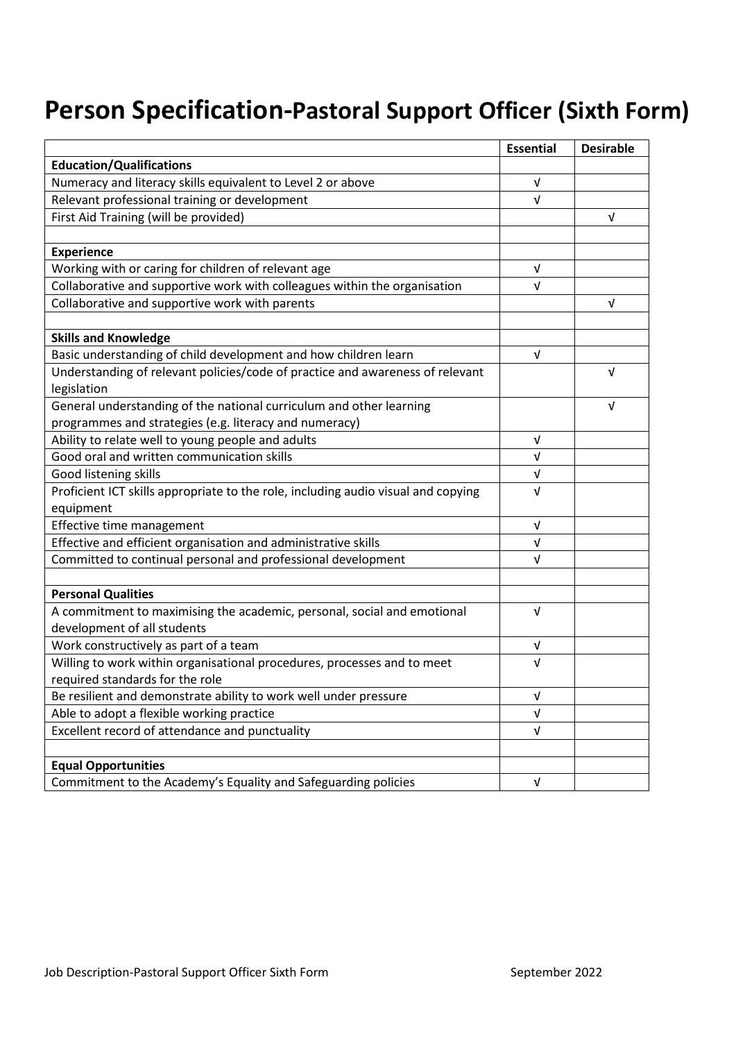# Person Specification-Pastoral Support Officer (Sixth Form)

| | Essential | Desirable |
|---|---|---|
| **Education/Qualifications** | | |
| Numeracy and literacy skills equivalent to Level 2 or above | √ | |
| Relevant professional training or development | √ | |
| First Aid Training (will be provided) | | √ |
| | | |
| **Experience** | | |
| Working with or caring for children of relevant age | √ | |
| Collaborative and supportive work with colleagues within the organisation | √ | |
| Collaborative and supportive work with parents | | √ |
| | | |
| **Skills and Knowledge** | | |
| Basic understanding of child development and how children learn | √ | |
| Understanding of relevant policies/code of practice and awareness of relevant legislation | | √ |
| General understanding of the national curriculum and other learning programmes and strategies (e.g. literacy and numeracy) | | √ |
| Ability to relate well to young people and adults | √ | |
| Good oral and written communication skills | √ | |
| Good listening skills | √ | |
| Proficient ICT skills appropriate to the role, including audio visual and copying equipment | √ | |
| Effective time management | √ | |
| Effective and efficient organisation and administrative skills | √ | |
| Committed to continual personal and professional development | √ | |
| | | |
| **Personal Qualities** | | |
| A commitment to maximising the academic, personal, social and emotional development of all students | √ | |
| Work constructively as part of a team | √ | |
| Willing to work within organisational procedures, processes and to meet required standards for the role | √ | |
| Be resilient and demonstrate ability to work well under pressure | √ | |
| Able to adopt a flexible working practice | √ | |
| Excellent record of attendance and punctuality | √ | |
| | | |
| **Equal Opportunities** | | |
| Commitment to the Academy's Equality and Safeguarding policies | √ | |